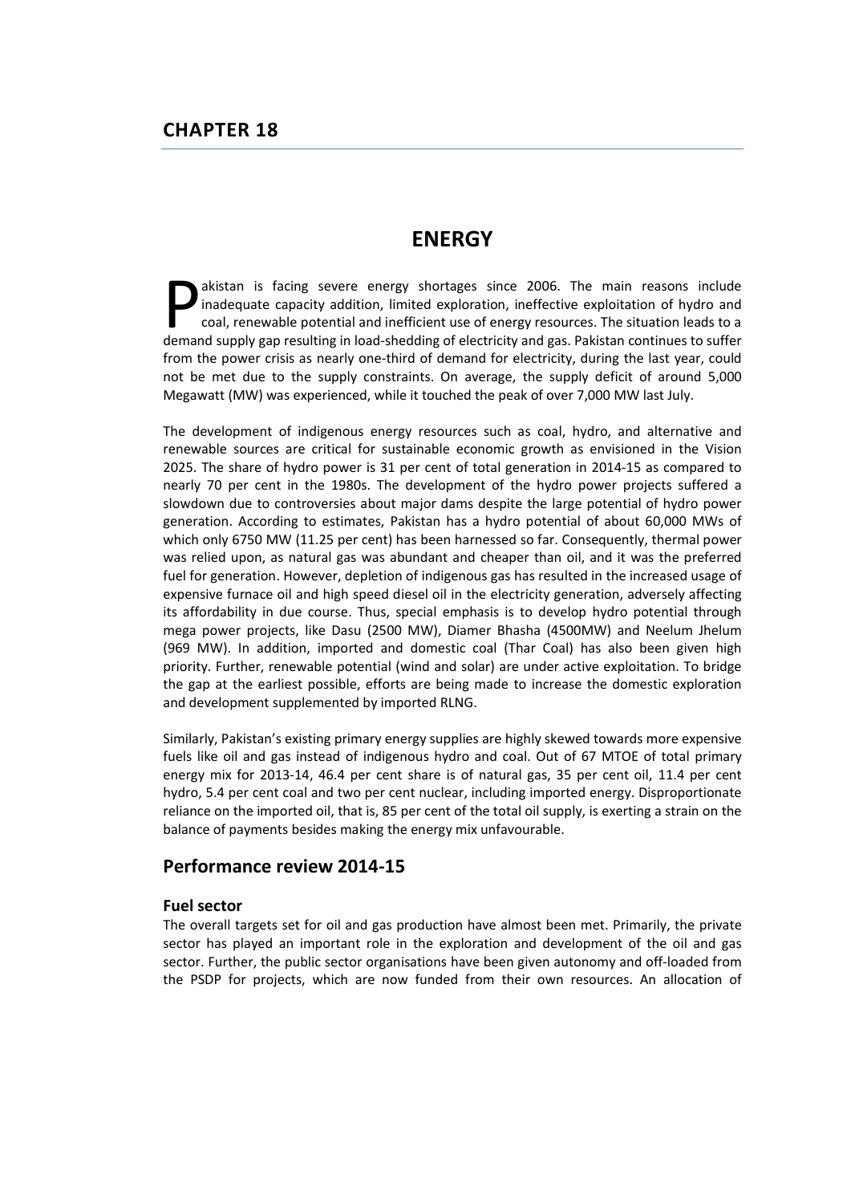# CHAPTER 18

# ENERGY

Pakistan is facing severe energy shortages since 2006. The main reasons include inadequate capacity addition, limited exploration, ineffective exploitation of hydro and coal, renewable potential and inefficient use of energy resources. The situation leads to a demand supply gap resulting in load-shedding of electricity and gas. Pakistan continues to suffer from the power crisis as nearly one-third of demand for electricity, during the last year, could not be met due to the supply constraints. On average, the supply deficit of around 5,000 Megawatt (MW) was experienced, while it touched the peak of over 7,000 MW last July.

The development of indigenous energy resources such as coal, hydro, and alternative and renewable sources are critical for sustainable economic growth as envisioned in the Vision 2025. The share of hydro power is 31 per cent of total generation in 2014-15 as compared to nearly 70 per cent in the 1980s. The development of the hydro power projects suffered a slowdown due to controversies about major dams despite the large potential of hydro power generation. According to estimates, Pakistan has a hydro potential of about 60,000 MWs of which only 6750 MW (11.25 per cent) has been harnessed so far. Consequently, thermal power was relied upon, as natural gas was abundant and cheaper than oil, and it was the preferred fuel for generation. However, depletion of indigenous gas has resulted in the increased usage of expensive furnace oil and high speed diesel oil in the electricity generation, adversely affecting its affordability in due course. Thus, special emphasis is to develop hydro potential through mega power projects, like Dasu (2500 MW), Diamer Bhasha (4500MW) and Neelum Jhelum (969 MW). In addition, imported and domestic coal (Thar Coal) has also been given high priority. Further, renewable potential (wind and solar) are under active exploitation. To bridge the gap at the earliest possible, efforts are being made to increase the domestic exploration and development supplemented by imported RLNG.

Similarly, Pakistan's existing primary energy supplies are highly skewed towards more expensive fuels like oil and gas instead of indigenous hydro and coal. Out of 67 MTOE of total primary energy mix for 2013-14, 46.4 per cent share is of natural gas, 35 per cent oil, 11.4 per cent hydro, 5.4 per cent coal and two per cent nuclear, including imported energy. Disproportionate reliance on the imported oil, that is, 85 per cent of the total oil supply, is exerting a strain on the balance of payments besides making the energy mix unfavourable.

## Performance review 2014-15

### Fuel sector

The overall targets set for oil and gas production have almost been met. Primarily, the private sector has played an important role in the exploration and development of the oil and gas sector. Further, the public sector organisations have been given autonomy and off-loaded from the PSDP for projects, which are now funded from their own resources. An allocation of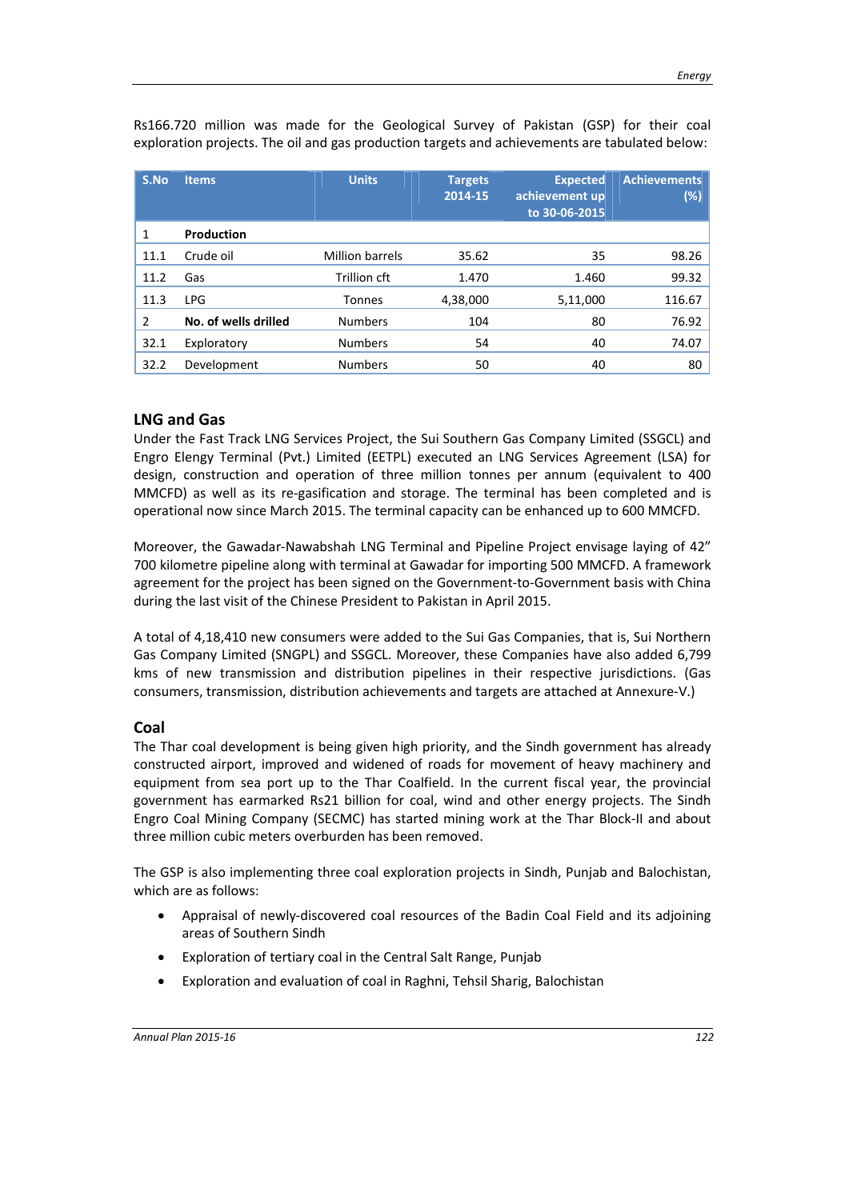Rs166.720 million was made for the Geological Survey of Pakistan (GSP) for their coal exploration projects. The oil and gas production targets and achievements are tabulated below:

| S.No | Items | Units | Targets 2014-15 | Expected achievement up to 30-06-2015 | Achievements (%) |
|---|---|---|---|---|---|
| 1 | **Production** | | | | |
| 11.1 | Crude oil | Million barrels | 35.62 | 35 | 98.26 |
| 11.2 | Gas | Trillion cft | 1.470 | 1.460 | 99.32 |
| 11.3 | LPG | Tonnes | 4,38,000 | 5,11,000 | 116.67 |
| 2 | **No. of wells drilled** | Numbers | 104 | 80 | 76.92 |
| 32.1 | Exploratory | Numbers | 54 | 40 | 74.07 |
| 32.2 | Development | Numbers | 50 | 40 | 80 |

## LNG and Gas

Under the Fast Track LNG Services Project, the Sui Southern Gas Company Limited (SSGCL) and Engro Elengy Terminal (Pvt.) Limited (EETPL) executed an LNG Services Agreement (LSA) for design, construction and operation of three million tonnes per annum (equivalent to 400 MMCFD) as well as its re-gasification and storage. The terminal has been completed and is operational now since March 2015. The terminal capacity can be enhanced up to 600 MMCFD.

Moreover, the Gawadar-Nawabshah LNG Terminal and Pipeline Project envisage laying of 42" 700 kilometre pipeline along with terminal at Gawadar for importing 500 MMCFD. A framework agreement for the project has been signed on the Government-to-Government basis with China during the last visit of the Chinese President to Pakistan in April 2015.

A total of 4,18,410 new consumers were added to the Sui Gas Companies, that is, Sui Northern Gas Company Limited (SNGPL) and SSGCL. Moreover, these Companies have also added 6,799 kms of new transmission and distribution pipelines in their respective jurisdictions. (Gas consumers, transmission, distribution achievements and targets are attached at Annexure-V.)

## Coal

The Thar coal development is being given high priority, and the Sindh government has already constructed airport, improved and widened of roads for movement of heavy machinery and equipment from sea port up to the Thar Coalfield. In the current fiscal year, the provincial government has earmarked Rs21 billion for coal, wind and other energy projects. The Sindh Engro Coal Mining Company (SECMC) has started mining work at the Thar Block-II and about three million cubic meters overburden has been removed.

The GSP is also implementing three coal exploration projects in Sindh, Punjab and Balochistan, which are as follows:

- Appraisal of newly-discovered coal resources of the Badin Coal Field and its adjoining areas of Southern Sindh
- Exploration of tertiary coal in the Central Salt Range, Punjab
- Exploration and evaluation of coal in Raghni, Tehsil Sharig, Balochistan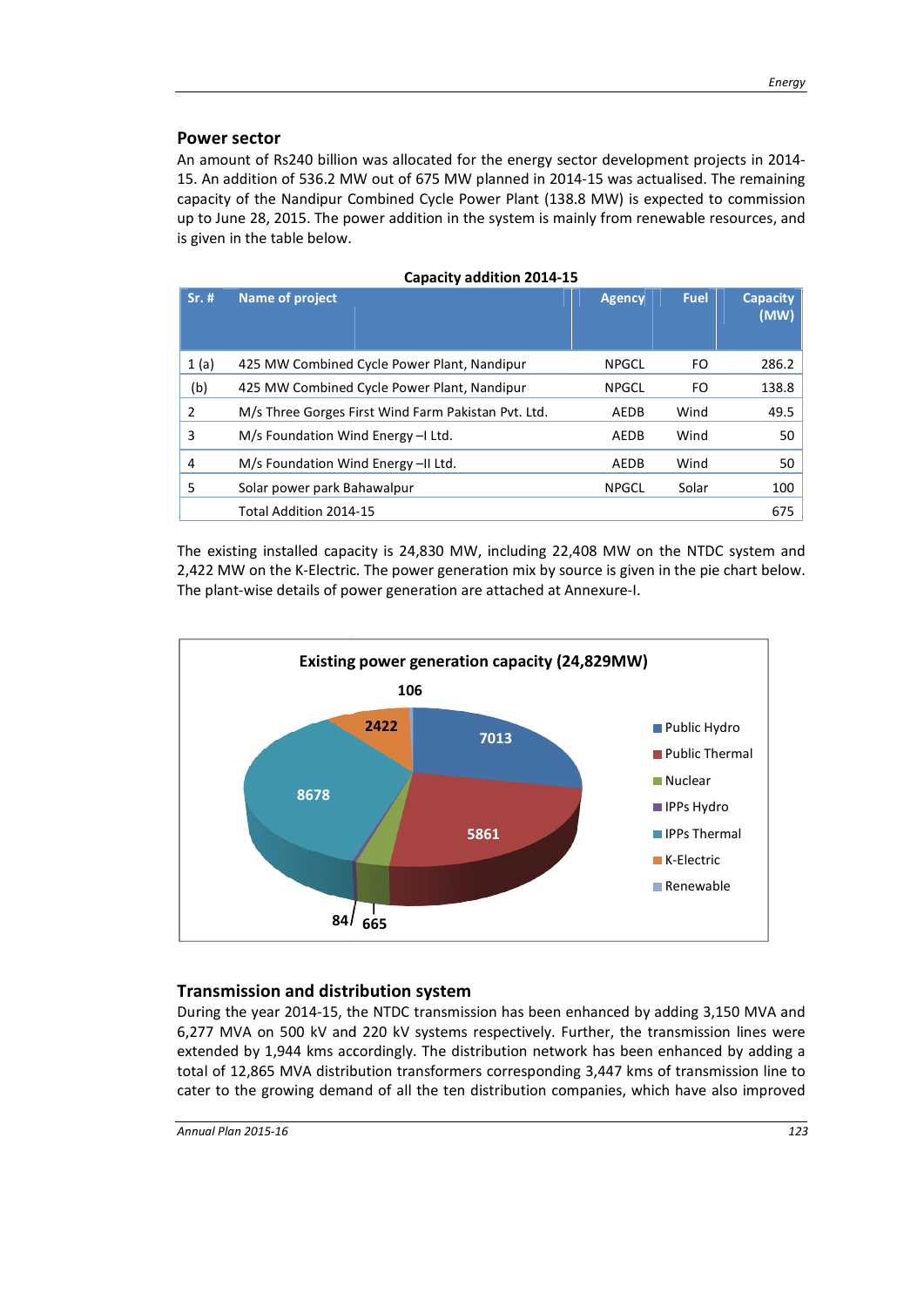## Power sector

An amount of Rs240 billion was allocated for the energy sector development projects in 2014-15. An addition of 536.2 MW out of 675 MW planned in 2014-15 was actualised. The remaining capacity of the Nandipur Combined Cycle Power Plant (138.8 MW) is expected to commission up to June 28, 2015. The power addition in the system is mainly from renewable resources, and is given in the table below.

**Capacity addition 2014-15**

| Sr. # | Name of project | Agency | Fuel | Capacity (MW) |
|---|---|---|---|---|
| 1 (a) | 425 MW Combined Cycle Power Plant, Nandipur | NPGCL | FO | 286.2 |
| (b) | 425 MW Combined Cycle Power Plant, Nandipur | NPGCL | FO | 138.8 |
| 2 | M/s Three Gorges First Wind Farm Pakistan Pvt. Ltd. | AEDB | Wind | 49.5 |
| 3 | M/s Foundation Wind Energy –I Ltd. | AEDB | Wind | 50 |
| 4 | M/s Foundation Wind Energy –II Ltd. | AEDB | Wind | 50 |
| 5 | Solar power park Bahawalpur | NPGCL | Solar | 100 |
| | Total Addition 2014-15 | | | 675 |

The existing installed capacity is 24,830 MW, including 22,408 MW on the NTDC system and 2,422 MW on the K-Electric. The power generation mix by source is given in the pie chart below. The plant-wise details of power generation are attached at Annexure-I.

**Existing power generation capacity (24,829MW)**

| Source | Capacity (MW) |
|---|---|
| Public Hydro | 7013 |
| Public Thermal | 5861 |
| Nuclear | 665 |
| IPPs Hydro | 84 |
| IPPs Thermal | 8678 |
| K-Electric | 2422 |
| Renewable | 106 |

## Transmission and distribution system

During the year 2014-15, the NTDC transmission has been enhanced by adding 3,150 MVA and 6,277 MVA on 500 kV and 220 kV systems respectively. Further, the transmission lines were extended by 1,944 kms accordingly. The distribution network has been enhanced by adding a total of 12,865 MVA distribution transformers corresponding 3,447 kms of transmission line to cater to the growing demand of all the ten distribution companies, which have also improved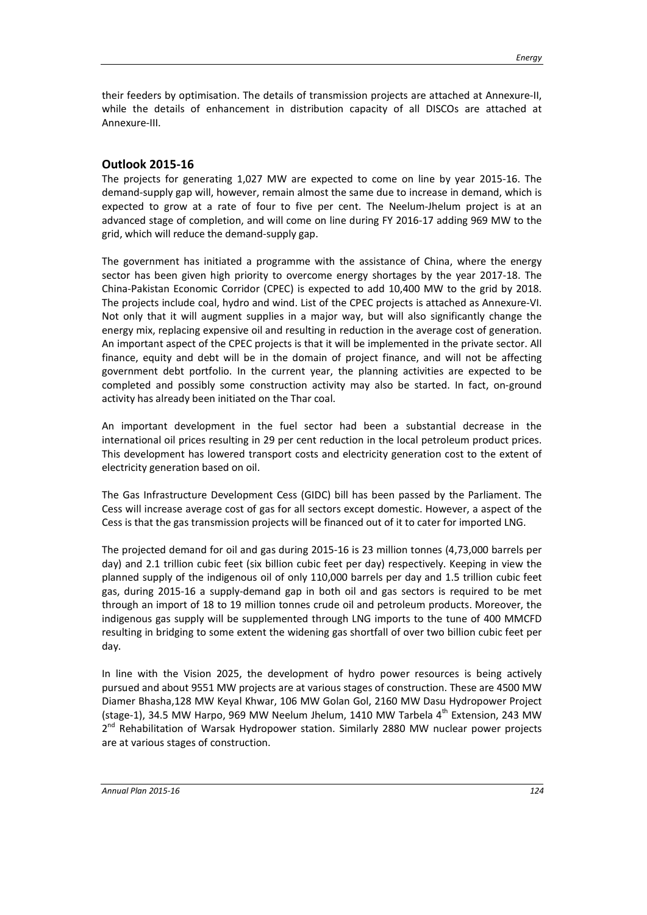their feeders by optimisation. The details of transmission projects are attached at Annexure-II, while the details of enhancement in distribution capacity of all DISCOs are attached at Annexure-III.

## Outlook 2015-16

The projects for generating 1,027 MW are expected to come on line by year 2015-16. The demand-supply gap will, however, remain almost the same due to increase in demand, which is expected to grow at a rate of four to five per cent. The Neelum-Jhelum project is at an advanced stage of completion, and will come on line during FY 2016-17 adding 969 MW to the grid, which will reduce the demand-supply gap.

The government has initiated a programme with the assistance of China, where the energy sector has been given high priority to overcome energy shortages by the year 2017-18. The China-Pakistan Economic Corridor (CPEC) is expected to add 10,400 MW to the grid by 2018. The projects include coal, hydro and wind. List of the CPEC projects is attached as Annexure-VI. Not only that it will augment supplies in a major way, but will also significantly change the energy mix, replacing expensive oil and resulting in reduction in the average cost of generation. An important aspect of the CPEC projects is that it will be implemented in the private sector. All finance, equity and debt will be in the domain of project finance, and will not be affecting government debt portfolio. In the current year, the planning activities are expected to be completed and possibly some construction activity may also be started. In fact, on-ground activity has already been initiated on the Thar coal.

An important development in the fuel sector had been a substantial decrease in the international oil prices resulting in 29 per cent reduction in the local petroleum product prices. This development has lowered transport costs and electricity generation cost to the extent of electricity generation based on oil.

The Gas Infrastructure Development Cess (GIDC) bill has been passed by the Parliament. The Cess will increase average cost of gas for all sectors except domestic. However, a aspect of the Cess is that the gas transmission projects will be financed out of it to cater for imported LNG.

The projected demand for oil and gas during 2015-16 is 23 million tonnes (4,73,000 barrels per day) and 2.1 trillion cubic feet (six billion cubic feet per day) respectively. Keeping in view the planned supply of the indigenous oil of only 110,000 barrels per day and 1.5 trillion cubic feet gas, during 2015-16 a supply-demand gap in both oil and gas sectors is required to be met through an import of 18 to 19 million tonnes crude oil and petroleum products. Moreover, the indigenous gas supply will be supplemented through LNG imports to the tune of 400 MMCFD resulting in bridging to some extent the widening gas shortfall of over two billion cubic feet per day.

In line with the Vision 2025, the development of hydro power resources is being actively pursued and about 9551 MW projects are at various stages of construction. These are 4500 MW Diamer Bhasha,128 MW Keyal Khwar, 106 MW Golan Gol, 2160 MW Dasu Hydropower Project (stage-1), 34.5 MW Harpo, 969 MW Neelum Jhelum, 1410 MW Tarbela 4th Extension, 243 MW 2nd Rehabilitation of Warsak Hydropower station. Similarly 2880 MW nuclear power projects are at various stages of construction.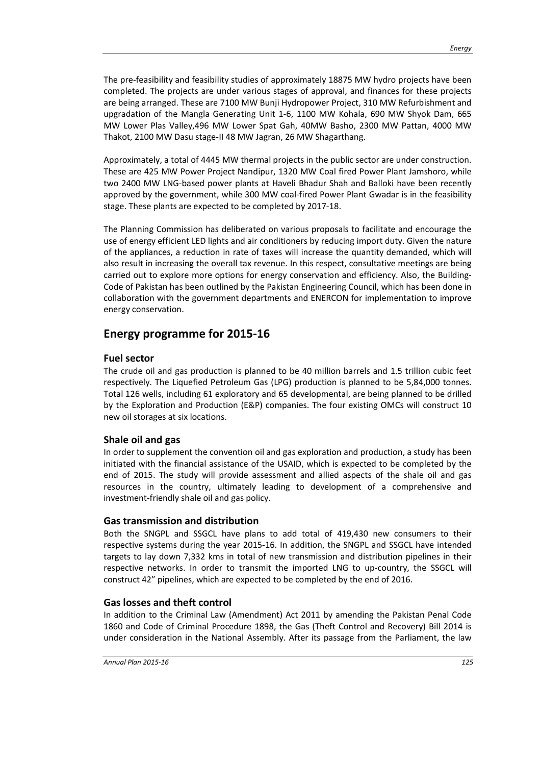The pre-feasibility and feasibility studies of approximately 18875 MW hydro projects have been completed. The projects are under various stages of approval, and finances for these projects are being arranged. These are 7100 MW Bunji Hydropower Project, 310 MW Refurbishment and upgradation of the Mangla Generating Unit 1-6, 1100 MW Kohala, 690 MW Shyok Dam, 665 MW Lower Plas Valley,496 MW Lower Spat Gah, 40MW Basho, 2300 MW Pattan, 4000 MW Thakot, 2100 MW Dasu stage-II 48 MW Jagran, 26 MW Shagarthang.

Approximately, a total of 4445 MW thermal projects in the public sector are under construction. These are 425 MW Power Project Nandipur, 1320 MW Coal fired Power Plant Jamshoro, while two 2400 MW LNG-based power plants at Haveli Bhadur Shah and Balloki have been recently approved by the government, while 300 MW coal-fired Power Plant Gwadar is in the feasibility stage. These plants are expected to be completed by 2017-18.

The Planning Commission has deliberated on various proposals to facilitate and encourage the use of energy efficient LED lights and air conditioners by reducing import duty. Given the nature of the appliances, a reduction in rate of taxes will increase the quantity demanded, which will also result in increasing the overall tax revenue. In this respect, consultative meetings are being carried out to explore more options for energy conservation and efficiency. Also, the Building-Code of Pakistan has been outlined by the Pakistan Engineering Council, which has been done in collaboration with the government departments and ENERCON for implementation to improve energy conservation.

## Energy programme for 2015-16

### Fuel sector

The crude oil and gas production is planned to be 40 million barrels and 1.5 trillion cubic feet respectively. The Liquefied Petroleum Gas (LPG) production is planned to be 5,84,000 tonnes. Total 126 wells, including 61 exploratory and 65 developmental, are being planned to be drilled by the Exploration and Production (E&P) companies. The four existing OMCs will construct 10 new oil storages at six locations.

### Shale oil and gas

In order to supplement the convention oil and gas exploration and production, a study has been initiated with the financial assistance of the USAID, which is expected to be completed by the end of 2015. The study will provide assessment and allied aspects of the shale oil and gas resources in the country, ultimately leading to development of a comprehensive and investment-friendly shale oil and gas policy.

### Gas transmission and distribution

Both the SNGPL and SSGCL have plans to add total of 419,430 new consumers to their respective systems during the year 2015-16. In addition, the SNGPL and SSGCL have intended targets to lay down 7,332 kms in total of new transmission and distribution pipelines in their respective networks. In order to transmit the imported LNG to up-country, the SSGCL will construct 42" pipelines, which are expected to be completed by the end of 2016.

### Gas losses and theft control

In addition to the Criminal Law (Amendment) Act 2011 by amending the Pakistan Penal Code 1860 and Code of Criminal Procedure 1898, the Gas (Theft Control and Recovery) Bill 2014 is under consideration in the National Assembly. After its passage from the Parliament, the law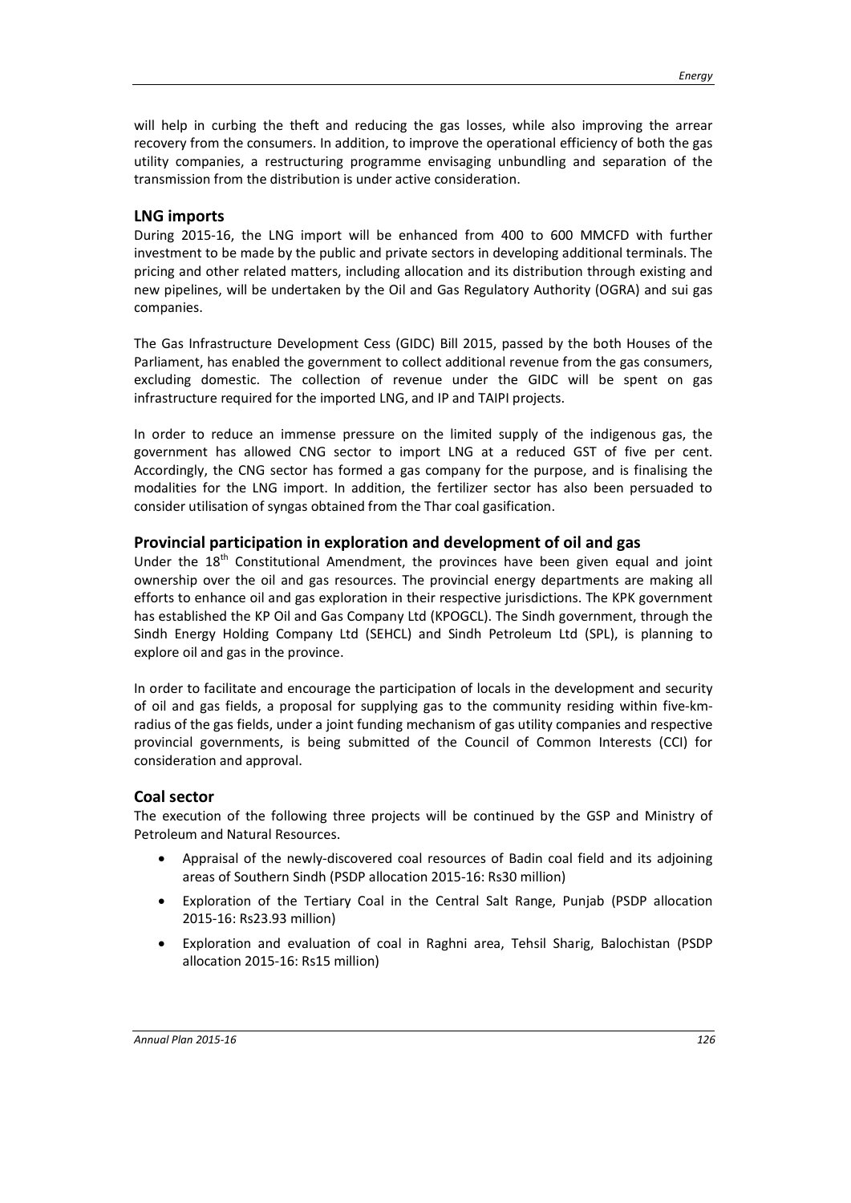will help in curbing the theft and reducing the gas losses, while also improving the arrear recovery from the consumers. In addition, to improve the operational efficiency of both the gas utility companies, a restructuring programme envisaging unbundling and separation of the transmission from the distribution is under active consideration.

## LNG imports

During 2015-16, the LNG import will be enhanced from 400 to 600 MMCFD with further investment to be made by the public and private sectors in developing additional terminals. The pricing and other related matters, including allocation and its distribution through existing and new pipelines, will be undertaken by the Oil and Gas Regulatory Authority (OGRA) and sui gas companies.

The Gas Infrastructure Development Cess (GIDC) Bill 2015, passed by the both Houses of the Parliament, has enabled the government to collect additional revenue from the gas consumers, excluding domestic. The collection of revenue under the GIDC will be spent on gas infrastructure required for the imported LNG, and IP and TAIPI projects.

In order to reduce an immense pressure on the limited supply of the indigenous gas, the government has allowed CNG sector to import LNG at a reduced GST of five per cent. Accordingly, the CNG sector has formed a gas company for the purpose, and is finalising the modalities for the LNG import. In addition, the fertilizer sector has also been persuaded to consider utilisation of syngas obtained from the Thar coal gasification.

## Provincial participation in exploration and development of oil and gas

Under the 18th Constitutional Amendment, the provinces have been given equal and joint ownership over the oil and gas resources. The provincial energy departments are making all efforts to enhance oil and gas exploration in their respective jurisdictions. The KPK government has established the KP Oil and Gas Company Ltd (KPOGCL). The Sindh government, through the Sindh Energy Holding Company Ltd (SEHCL) and Sindh Petroleum Ltd (SPL), is planning to explore oil and gas in the province.

In order to facilitate and encourage the participation of locals in the development and security of oil and gas fields, a proposal for supplying gas to the community residing within five-km-radius of the gas fields, under a joint funding mechanism of gas utility companies and respective provincial governments, is being submitted of the Council of Common Interests (CCI) for consideration and approval.

## Coal sector

The execution of the following three projects will be continued by the GSP and Ministry of Petroleum and Natural Resources.

- Appraisal of the newly-discovered coal resources of Badin coal field and its adjoining areas of Southern Sindh (PSDP allocation 2015-16: Rs30 million)
- Exploration of the Tertiary Coal in the Central Salt Range, Punjab (PSDP allocation 2015-16: Rs23.93 million)
- Exploration and evaluation of coal in Raghni area, Tehsil Sharig, Balochistan (PSDP allocation 2015-16: Rs15 million)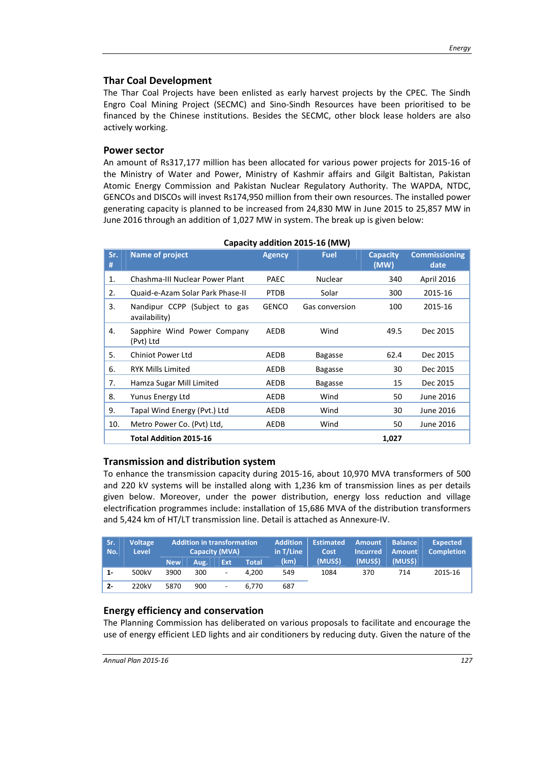## Thar Coal Development

The Thar Coal Projects have been enlisted as early harvest projects by the CPEC. The Sindh Engro Coal Mining Project (SECMC) and Sino-Sindh Resources have been prioritised to be financed by the Chinese institutions. Besides the SECMC, other block lease holders are also actively working.

## Power sector

An amount of Rs317,177 million has been allocated for various power projects for 2015-16 of the Ministry of Water and Power, Ministry of Kashmir affairs and Gilgit Baltistan, Pakistan Atomic Energy Commission and Pakistan Nuclear Regulatory Authority. The WAPDA, NTDC, GENCOs and DISCOs will invest Rs174,950 million from their own resources. The installed power generating capacity is planned to be increased from 24,830 MW in June 2015 to 25,857 MW in June 2016 through an addition of 1,027 MW in system. The break up is given below:

**Capacity addition 2015-16 (MW)**

| Sr. # | Name of project | Agency | Fuel | Capacity (MW) | Commissioning date |
|---|---|---|---|---|---|
| 1. | Chashma-III Nuclear Power Plant | PAEC | Nuclear | 340 | April 2016 |
| 2. | Quaid-e-Azam Solar Park Phase-II | PTDB | Solar | 300 | 2015-16 |
| 3. | Nandipur CCPP (Subject to gas availability) | GENCO | Gas conversion | 100 | 2015-16 |
| 4. | Sapphire Wind Power Company (Pvt) Ltd | AEDB | Wind | 49.5 | Dec 2015 |
| 5. | Chiniot Power Ltd | AEDB | Bagasse | 62.4 | Dec 2015 |
| 6. | RYK Mills Limited | AEDB | Bagasse | 30 | Dec 2015 |
| 7. | Hamza Sugar Mill Limited | AEDB | Bagasse | 15 | Dec 2015 |
| 8. | Yunus Energy Ltd | AEDB | Wind | 50 | June 2016 |
| 9. | Tapal Wind Energy (Pvt.) Ltd | AEDB | Wind | 30 | June 2016 |
| 10. | Metro Power Co. (Pvt) Ltd, | AEDB | Wind | 50 | June 2016 |
| | **Total Addition 2015-16** | | | **1,027** | |

## Transmission and distribution system

To enhance the transmission capacity during 2015-16, about 10,970 MVA transformers of 500 and 220 kV systems will be installed along with 1,236 km of transmission lines as per details given below. Moreover, under the power distribution, energy loss reduction and village electrification programmes include: installation of 15,686 MVA of the distribution transformers and 5,424 km of HT/LT transmission line. Detail is attached as Annexure-IV.

| Sr. No. | Voltage Level | Addition in transformation Capacity (MVA) | | | | Addition in T/Line (km) | Estimated Cost (MUS$) | Amount Incurred (MUS$) | Balance Amount (MUS$) | Expected Completion |
|---|---|---|---|---|---|---|---|---|---|---|
| | | New | Aug. | Ext | Total | | | | | |
| 1- | 500kV | 3900 | 300 | - | 4,200 | 549 | 1084 | 370 | 714 | 2015-16 |
| 2- | 220kV | 5870 | 900 | - | 6,770 | 687 | | | | |

## Energy efficiency and conservation

The Planning Commission has deliberated on various proposals to facilitate and encourage the use of energy efficient LED lights and air conditioners by reducing duty. Given the nature of the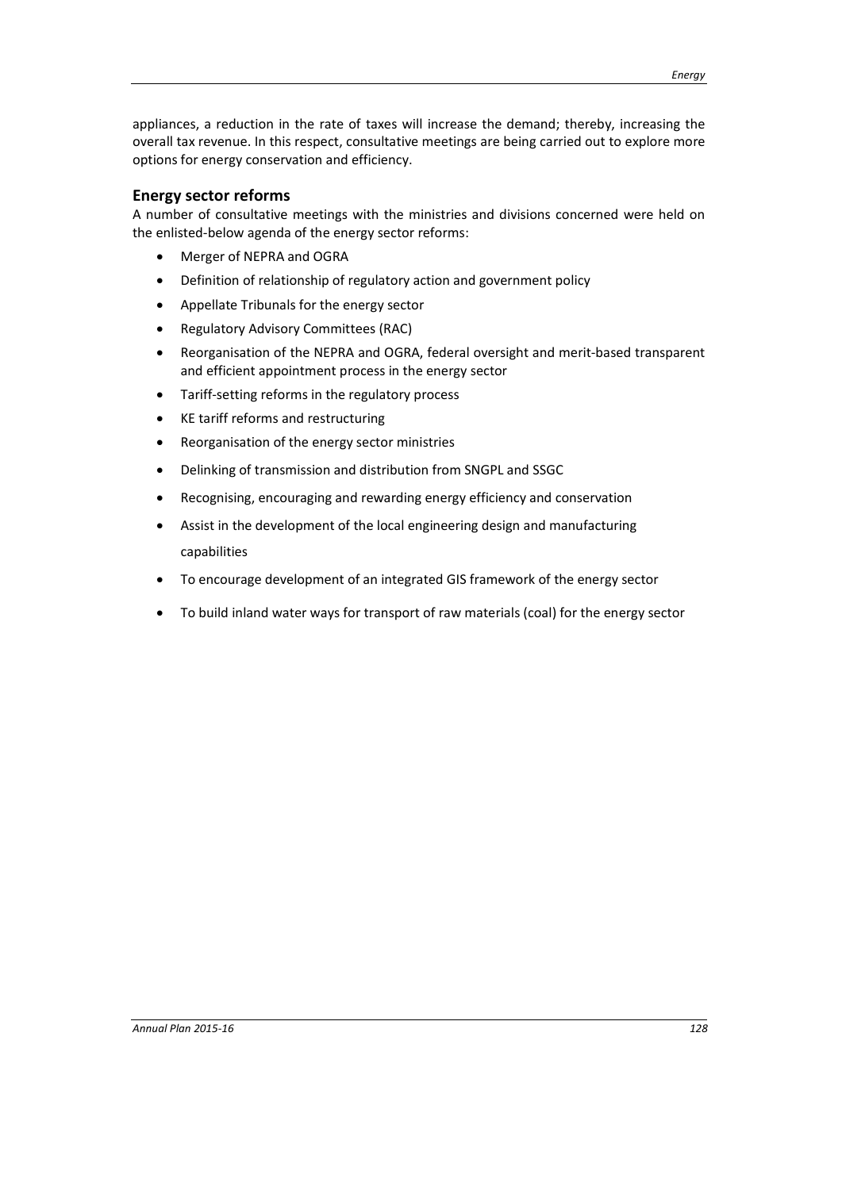appliances, a reduction in the rate of taxes will increase the demand; thereby, increasing the overall tax revenue. In this respect, consultative meetings are being carried out to explore more options for energy conservation and efficiency.

## Energy sector reforms

A number of consultative meetings with the ministries and divisions concerned were held on the enlisted-below agenda of the energy sector reforms:

- Merger of NEPRA and OGRA
- Definition of relationship of regulatory action and government policy
- Appellate Tribunals for the energy sector
- Regulatory Advisory Committees (RAC)
- Reorganisation of the NEPRA and OGRA, federal oversight and merit-based transparent and efficient appointment process in the energy sector
- Tariff-setting reforms in the regulatory process
- KE tariff reforms and restructuring
- Reorganisation of the energy sector ministries
- Delinking of transmission and distribution from SNGPL and SSGC
- Recognising, encouraging and rewarding energy efficiency and conservation
- Assist in the development of the local engineering design and manufacturing capabilities
- To encourage development of an integrated GIS framework of the energy sector
- To build inland water ways for transport of raw materials (coal) for the energy sector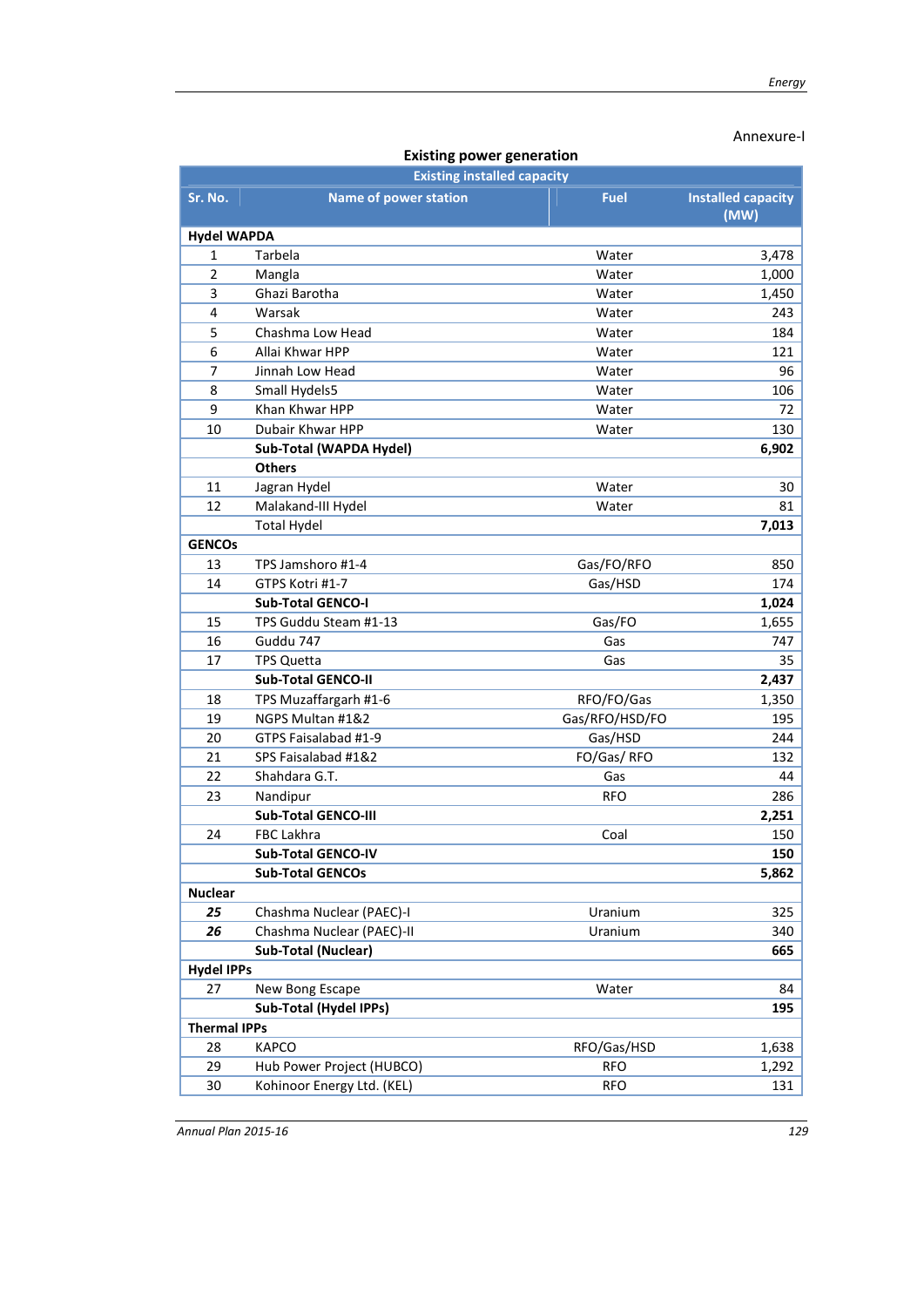Annexure-I

**Existing power generation**

| Existing installed capacity | | | |
|---|---|---|---|
| **Sr. No.** | **Name of power station** | **Fuel** | **Installed capacity (MW)** |
| **Hydel WAPDA** | | | |
| 1 | Tarbela | Water | 3,478 |
| 2 | Mangla | Water | 1,000 |
| 3 | Ghazi Barotha | Water | 1,450 |
| 4 | Warsak | Water | 243 |
| 5 | Chashma Low Head | Water | 184 |
| 6 | Allai Khwar HPP | Water | 121 |
| 7 | Jinnah Low Head | Water | 96 |
| 8 | Small Hydels5 | Water | 106 |
| 9 | Khan Khwar HPP | Water | 72 |
| 10 | Dubair Khwar HPP | Water | 130 |
| | **Sub-Total (WAPDA Hydel)** | | **6,902** |
| | **Others** | | |
| 11 | Jagran Hydel | Water | 30 |
| 12 | Malakand-III Hydel | Water | 81 |
| | Total Hydel | | **7,013** |
| **GENCOs** | | | |
| 13 | TPS Jamshoro #1-4 | Gas/FO/RFO | 850 |
| 14 | GTPS Kotri #1-7 | Gas/HSD | 174 |
| | **Sub-Total GENCO-I** | | **1,024** |
| 15 | TPS Guddu Steam #1-13 | Gas/FO | 1,655 |
| 16 | Guddu 747 | Gas | 747 |
| 17 | TPS Quetta | Gas | 35 |
| | **Sub-Total GENCO-II** | | **2,437** |
| 18 | TPS Muzaffargarh #1-6 | RFO/FO/Gas | 1,350 |
| 19 | NGPS Multan #1&2 | Gas/RFO/HSD/FO | 195 |
| 20 | GTPS Faisalabad #1-9 | Gas/HSD | 244 |
| 21 | SPS Faisalabad #1&2 | FO/Gas/ RFO | 132 |
| 22 | Shahdara G.T. | Gas | 44 |
| 23 | Nandipur | RFO | 286 |
| | **Sub-Total GENCO-III** | | **2,251** |
| 24 | FBC Lakhra | Coal | 150 |
| | **Sub-Total GENCO-IV** | | **150** |
| | **Sub-Total GENCOs** | | **5,862** |
| **Nuclear** | | | |
| ***25*** | Chashma Nuclear (PAEC)-I | Uranium | 325 |
| ***26*** | Chashma Nuclear (PAEC)-II | Uranium | 340 |
| | **Sub-Total (Nuclear)** | | **665** |
| **Hydel IPPs** | | | |
| 27 | New Bong Escape | Water | 84 |
| | **Sub-Total (Hydel IPPs)** | | **195** |
| **Thermal IPPs** | | | |
| 28 | KAPCO | RFO/Gas/HSD | 1,638 |
| 29 | Hub Power Project (HUBCO) | RFO | 1,292 |
| 30 | Kohinoor Energy Ltd. (KEL) | RFO | 131 |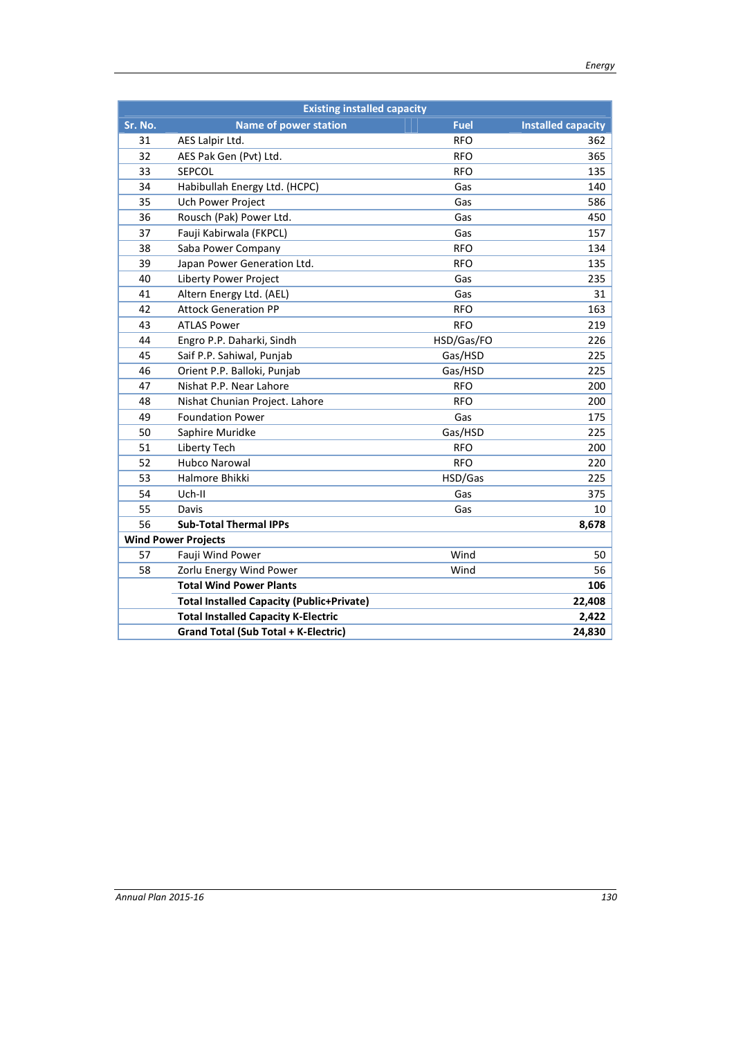| Existing installed capacity | | | |
|---|---|---|---|
| Sr. No. | Name of power station | Fuel | Installed capacity |
| 31 | AES Lalpir Ltd. | RFO | 362 |
| 32 | AES Pak Gen (Pvt) Ltd. | RFO | 365 |
| 33 | SEPCOL | RFO | 135 |
| 34 | Habibullah Energy Ltd. (HCPC) | Gas | 140 |
| 35 | Uch Power Project | Gas | 586 |
| 36 | Rousch (Pak) Power Ltd. | Gas | 450 |
| 37 | Fauji Kabirwala (FKPCL) | Gas | 157 |
| 38 | Saba Power Company | RFO | 134 |
| 39 | Japan Power Generation Ltd. | RFO | 135 |
| 40 | Liberty Power Project | Gas | 235 |
| 41 | Altern Energy Ltd. (AEL) | Gas | 31 |
| 42 | Attock Generation PP | RFO | 163 |
| 43 | ATLAS Power | RFO | 219 |
| 44 | Engro P.P. Daharki, Sindh | HSD/Gas/FO | 226 |
| 45 | Saif P.P. Sahiwal, Punjab | Gas/HSD | 225 |
| 46 | Orient P.P. Balloki, Punjab | Gas/HSD | 225 |
| 47 | Nishat P.P. Near Lahore | RFO | 200 |
| 48 | Nishat Chunian Project. Lahore | RFO | 200 |
| 49 | Foundation Power | Gas | 175 |
| 50 | Saphire Muridke | Gas/HSD | 225 |
| 51 | Liberty Tech | RFO | 200 |
| 52 | Hubco Narowal | RFO | 220 |
| 53 | Halmore Bhikki | HSD/Gas | 225 |
| 54 | Uch-II | Gas | 375 |
| 55 | Davis | Gas | 10 |
| 56 | **Sub-Total Thermal IPPs** | | **8,678** |
| **Wind Power Projects** | | | |
| 57 | Fauji Wind Power | Wind | 50 |
| 58 | Zorlu Energy Wind Power | Wind | 56 |
| | **Total Wind Power Plants** | | **106** |
| | **Total Installed Capacity (Public+Private)** | | **22,408** |
| | **Total Installed Capacity K-Electric** | | **2,422** |
| | **Grand Total (Sub Total + K-Electric)** | | **24,830** |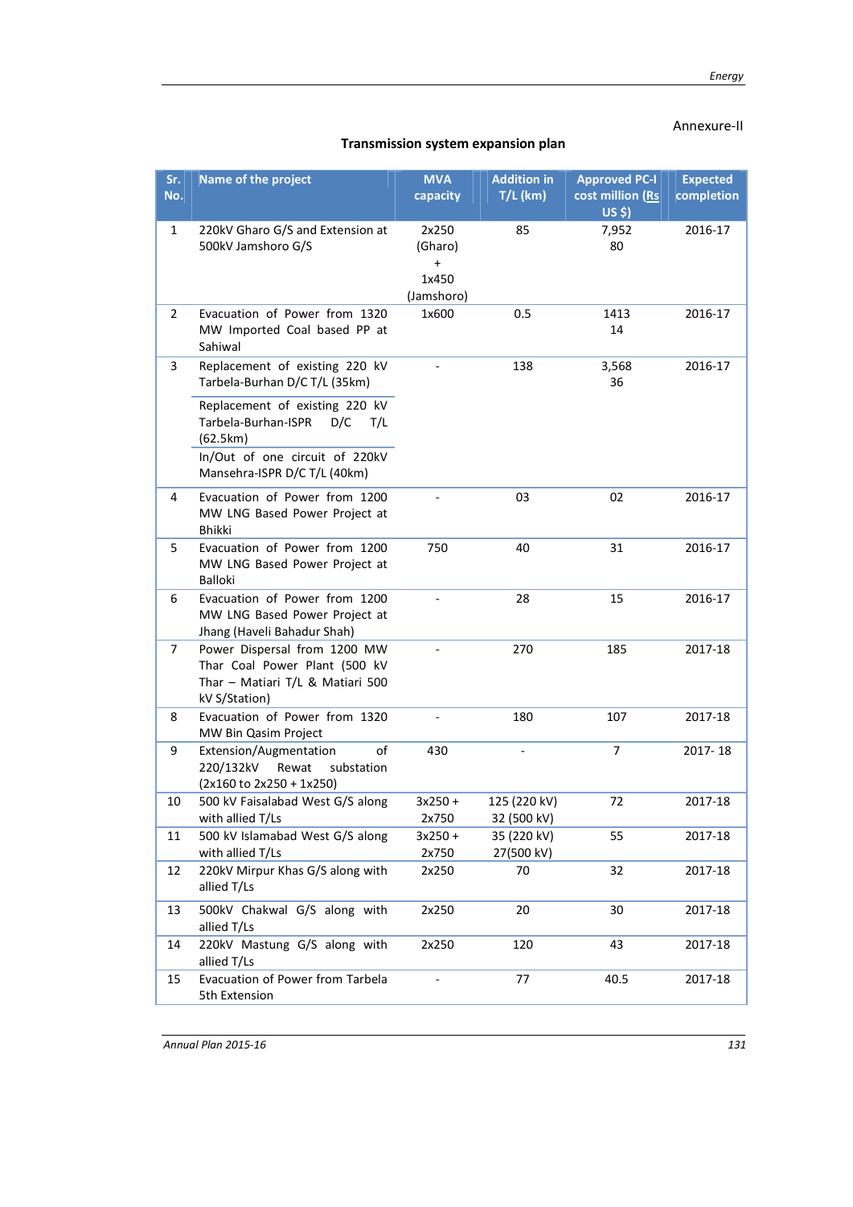Annexure-II

## Transmission system expansion plan

| Sr. No. | Name of the project | MVA capacity | Addition in T/L (km) | Approved PC-I cost million (Rs US $) | Expected completion |
|---|---|---|---|---|---|
| 1 | 220kV Gharo G/S and Extension at 500kV Jamshoro G/S | 2x250 (Gharo) + 1x450 (Jamshoro) | 85 | 7,952 80 | 2016-17 |
| 2 | Evacuation of Power from 1320 MW Imported Coal based PP at Sahiwal | 1x600 | 0.5 | 1413 14 | 2016-17 |
| 3 | Replacement of existing 220 kV Tarbela-Burhan D/C T/L (35km)<br>Replacement of existing 220 kV Tarbela-Burhan-ISPR D/C T/L (62.5km)<br>In/Out of one circuit of 220kV Mansehra-ISPR D/C T/L (40km) | - | 138 | 3,568 36 | 2016-17 |
| 4 | Evacuation of Power from 1200 MW LNG Based Power Project at Bhikki | - | 03 | 02 | 2016-17 |
| 5 | Evacuation of Power from 1200 MW LNG Based Power Project at Balloki | 750 | 40 | 31 | 2016-17 |
| 6 | Evacuation of Power from 1200 MW LNG Based Power Project at Jhang (Haveli Bahadur Shah) | - | 28 | 15 | 2016-17 |
| 7 | Power Dispersal from 1200 MW Thar Coal Power Plant (500 kV Thar – Matiari T/L & Matiari 500 kV S/Station) | - | 270 | 185 | 2017-18 |
| 8 | Evacuation of Power from 1320 MW Bin Qasim Project | - | 180 | 107 | 2017-18 |
| 9 | Extension/Augmentation of 220/132kV Rewat substation (2x160 to 2x250 + 1x250) | 430 | - | 7 | 2017- 18 |
| 10 | 500 kV Faisalabad West G/S along with allied T/Ls | 3x250 + 2x750 | 125 (220 kV)<br>32 (500 kV) | 72 | 2017-18 |
| 11 | 500 kV Islamabad West G/S along with allied T/Ls | 3x250 + 2x750 | 35 (220 kV)<br>27(500 kV) | 55 | 2017-18 |
| 12 | 220kV Mirpur Khas G/S along with allied T/Ls | 2x250 | 70 | 32 | 2017-18 |
| 13 | 500kV Chakwal G/S along with allied T/Ls | 2x250 | 20 | 30 | 2017-18 |
| 14 | 220kV Mastung G/S along with allied T/Ls | 2x250 | 120 | 43 | 2017-18 |
| 15 | Evacuation of Power from Tarbela 5th Extension | - | 77 | 40.5 | 2017-18 |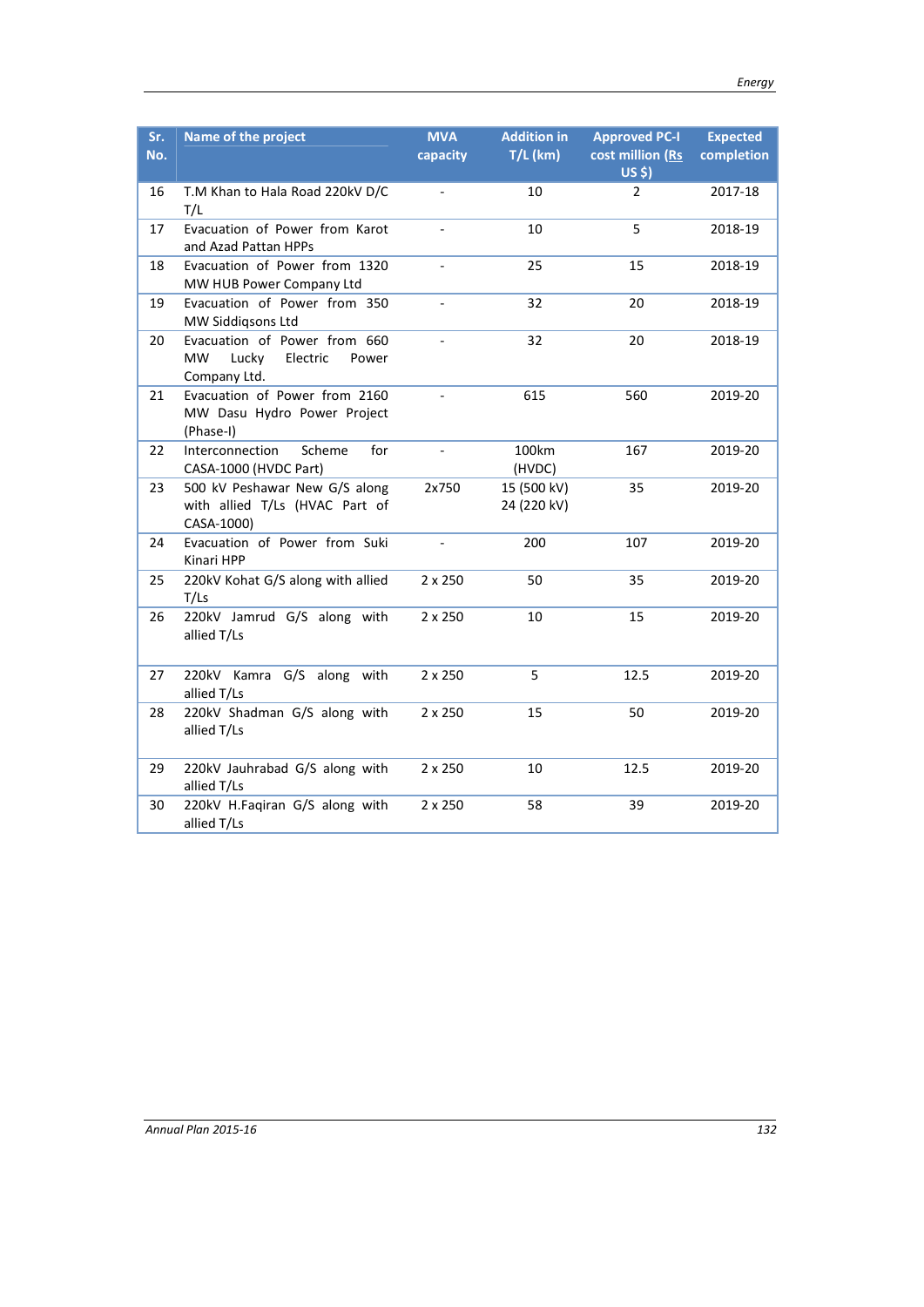| Sr. No. | Name of the project | MVA capacity | Addition in T/L (km) | Approved PC-I cost million (Rs US $) | Expected completion |
|---|---|---|---|---|---|
| 16 | T.M Khan to Hala Road 220kV D/C T/L | - | 10 | 2 | 2017-18 |
| 17 | Evacuation of Power from Karot and Azad Pattan HPPs | - | 10 | 5 | 2018-19 |
| 18 | Evacuation of Power from 1320 MW HUB Power Company Ltd | - | 25 | 15 | 2018-19 |
| 19 | Evacuation of Power from 350 MW Siddiqsons Ltd | - | 32 | 20 | 2018-19 |
| 20 | Evacuation of Power from 660 MW Lucky Electric Power Company Ltd. | - | 32 | 20 | 2018-19 |
| 21 | Evacuation of Power from 2160 MW Dasu Hydro Power Project (Phase-I) | - | 615 | 560 | 2019-20 |
| 22 | Interconnection Scheme for CASA-1000 (HVDC Part) | - | 100km (HVDC) | 167 | 2019-20 |
| 23 | 500 kV Peshawar New G/S along with allied T/Ls (HVAC Part of CASA-1000) | 2x750 | 15 (500 kV) 24 (220 kV) | 35 | 2019-20 |
| 24 | Evacuation of Power from Suki Kinari HPP | - | 200 | 107 | 2019-20 |
| 25 | 220kV Kohat G/S along with allied T/Ls | 2 x 250 | 50 | 35 | 2019-20 |
| 26 | 220kV Jamrud G/S along with allied T/Ls | 2 x 250 | 10 | 15 | 2019-20 |
| 27 | 220kV Kamra G/S along with allied T/Ls | 2 x 250 | 5 | 12.5 | 2019-20 |
| 28 | 220kV Shadman G/S along with allied T/Ls | 2 x 250 | 15 | 50 | 2019-20 |
| 29 | 220kV Jauhrabad G/S along with allied T/Ls | 2 x 250 | 10 | 12.5 | 2019-20 |
| 30 | 220kV H.Faqiran G/S along with allied T/Ls | 2 x 250 | 58 | 39 | 2019-20 |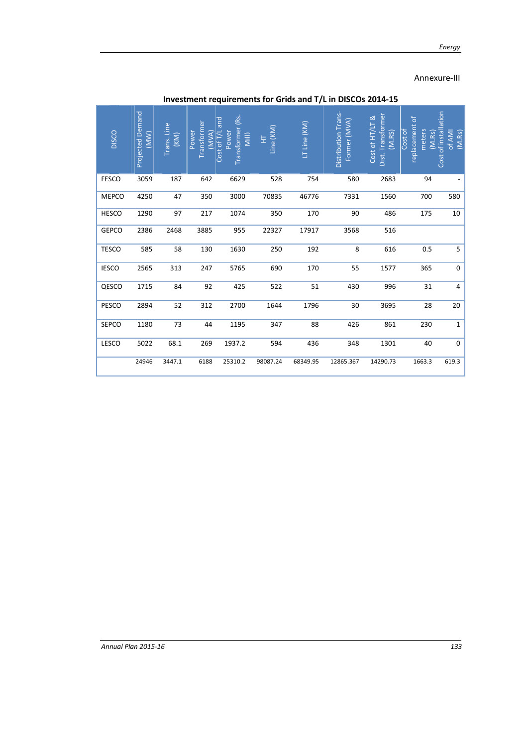Annexure-III

**Investment requirements for Grids and T/L in DISCOs 2014-15**

| DISCO | Projected Demand (MW) | Trans. Line (KM) | Power Transformer (MVA) | Cost of T/L and Power Transformer (Rs. Mill) | HT Line (KM) | LT Line (KM) | Distribution Trans-Former (MVA) | Cost of HT/LT & Dist. Transformer (M.RS) | Cost of replacement of meters (M.Rs) | Cost of installation of AMI (M.Rs) |
|---|---|---|---|---|---|---|---|---|---|---|
| FESCO | 3059 | 187 | 642 | 6629 | 528 | 754 | 580 | 2683 | 94 | - |
| MEPCO | 4250 | 47 | 350 | 3000 | 70835 | 46776 | 7331 | 1560 | 700 | 580 |
| HESCO | 1290 | 97 | 217 | 1074 | 350 | 170 | 90 | 486 | 175 | 10 |
| GEPCO | 2386 | 2468 | 3885 | 955 | 22327 | 17917 | 3568 | 516 | | |
| TESCO | 585 | 58 | 130 | 1630 | 250 | 192 | 8 | 616 | 0.5 | 5 |
| IESCO | 2565 | 313 | 247 | 5765 | 690 | 170 | 55 | 1577 | 365 | 0 |
| QESCO | 1715 | 84 | 92 | 425 | 522 | 51 | 430 | 996 | 31 | 4 |
| PESCO | 2894 | 52 | 312 | 2700 | 1644 | 1796 | 30 | 3695 | 28 | 20 |
| SEPCO | 1180 | 73 | 44 | 1195 | 347 | 88 | 426 | 861 | 230 | 1 |
| LESCO | 5022 | 68.1 | 269 | 1937.2 | 594 | 436 | 348 | 1301 | 40 | 0 |
| | 24946 | 3447.1 | 6188 | 25310.2 | 98087.24 | 68349.95 | 12865.367 | 14290.73 | 1663.3 | 619.3 |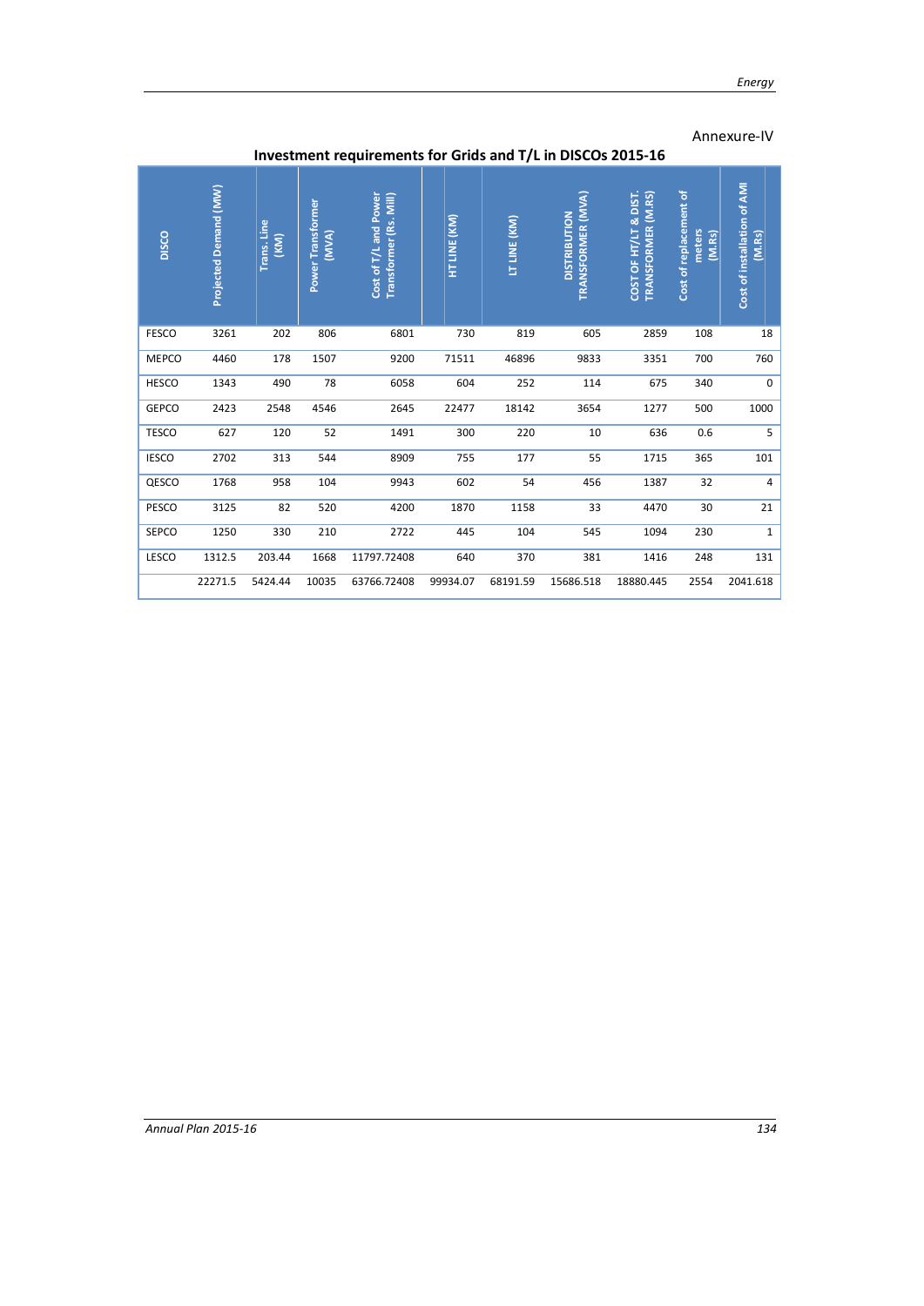Annexure-IV

## Investment requirements for Grids and T/L in DISCOs 2015-16

| DISCO | Projected Demand (MW) | Trans. Line (KM) | Power Transformer (MVA) | Cost of T/L and Power Transformer (Rs. Mill) | HT LINE (KM) | LT LINE (KM) | DISTRIBUTION TRANSFORMER (MVA) | COST OF HT/LT & DIST. TRANSFORMER (M.RS) | Cost of replacement of meters (M.Rs) | Cost of installation of AMI (M.Rs) |
|---|---|---|---|---|---|---|---|---|---|---|
| FESCO | 3261 | 202 | 806 | 6801 | 730 | 819 | 605 | 2859 | 108 | 18 |
| MEPCO | 4460 | 178 | 1507 | 9200 | 71511 | 46896 | 9833 | 3351 | 700 | 760 |
| HESCO | 1343 | 490 | 78 | 6058 | 604 | 252 | 114 | 675 | 340 | 0 |
| GEPCO | 2423 | 2548 | 4546 | 2645 | 22477 | 18142 | 3654 | 1277 | 500 | 1000 |
| TESCO | 627 | 120 | 52 | 1491 | 300 | 220 | 10 | 636 | 0.6 | 5 |
| IESCO | 2702 | 313 | 544 | 8909 | 755 | 177 | 55 | 1715 | 365 | 101 |
| QESCO | 1768 | 958 | 104 | 9943 | 602 | 54 | 456 | 1387 | 32 | 4 |
| PESCO | 3125 | 82 | 520 | 4200 | 1870 | 1158 | 33 | 4470 | 30 | 21 |
| SEPCO | 1250 | 330 | 210 | 2722 | 445 | 104 | 545 | 1094 | 230 | 1 |
| LESCO | 1312.5 | 203.44 | 1668 | 11797.72408 | 640 | 370 | 381 | 1416 | 248 | 131 |
| | 22271.5 | 5424.44 | 10035 | 63766.72408 | 99934.07 | 68191.59 | 15686.518 | 18880.445 | 2554 | 2041.618 |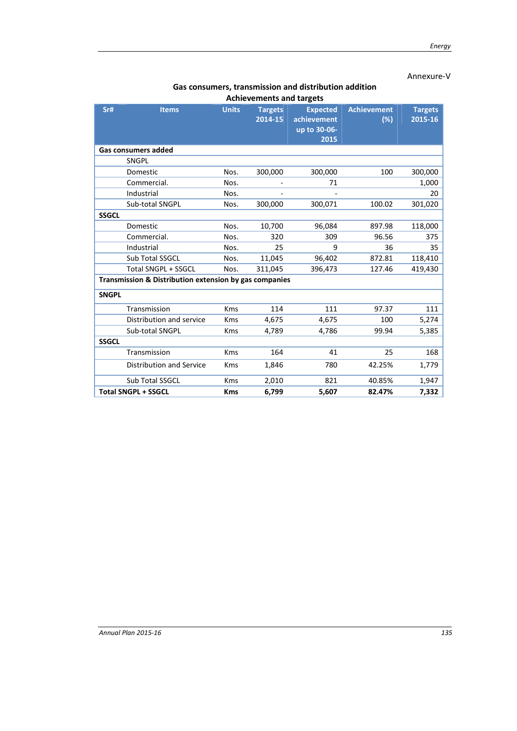Annexure-V

**Gas consumers, transmission and distribution addition**
**Achievements and targets**

| Sr# | Items | Units | Targets 2014-15 | Expected achievement up to 30-06-2015 | Achievement (%) | Targets 2015-16 |
|---|---|---|---|---|---|---|
| **Gas consumers added** | | | | | | |
| | SNGPL | | | | | |
| | Domestic | Nos. | 300,000 | 300,000 | 100 | 300,000 |
| | Commercial. | Nos. | - | 71 | | 1,000 |
| | Industrial | Nos. | - | - | | 20 |
| | Sub-total SNGPL | Nos. | 300,000 | 300,071 | 100.02 | 301,020 |
| **SSGCL** | | | | | | |
| | Domestic | Nos. | 10,700 | 96,084 | 897.98 | 118,000 |
| | Commercial. | Nos. | 320 | 309 | 96.56 | 375 |
| | Industrial | Nos. | 25 | 9 | 36 | 35 |
| | Sub Total SSGCL | Nos. | 11,045 | 96,402 | 872.81 | 118,410 |
| | Total SNGPL + SSGCL | Nos. | 311,045 | 396,473 | 127.46 | 419,430 |
| **Transmission & Distribution extension by gas companies** | | | | | | |
| **SNGPL** | | | | | | |
| | Transmission | Kms | 114 | 111 | 97.37 | 111 |
| | Distribution and service | Kms | 4,675 | 4,675 | 100 | 5,274 |
| | Sub-total SNGPL | Kms | 4,789 | 4,786 | 99.94 | 5,385 |
| **SSGCL** | | | | | | |
| | Transmission | Kms | 164 | 41 | 25 | 168 |
| | Distribution and Service | Kms | 1,846 | 780 | 42.25% | 1,779 |
| | Sub Total SSGCL | Kms | 2,010 | 821 | 40.85% | 1,947 |
| **Total SNGPL + SSGCL** | | **Kms** | **6,799** | **5,607** | **82.47%** | **7,332** |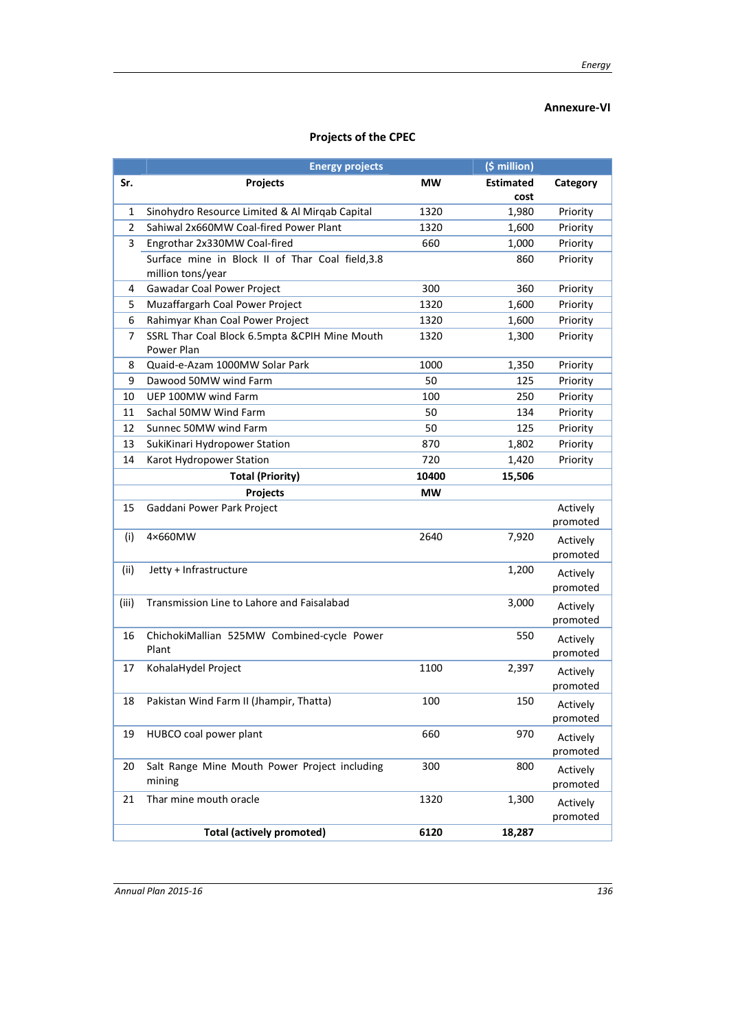**Annexure-VI**

**Projects of the CPEC**

| | Energy projects | | ($ million) | |
|---|---|---|---|---|
| **Sr.** | **Projects** | **MW** | **Estimated cost** | **Category** |
| 1 | Sinohydro Resource Limited & Al Mirqab Capital | 1320 | 1,980 | Priority |
| 2 | Sahiwal 2x660MW Coal-fired Power Plant | 1320 | 1,600 | Priority |
| 3 | Engrothar 2x330MW Coal-fired | 660 | 1,000 | Priority |
| | Surface mine in Block II of Thar Coal field,3.8 million tons/year | | 860 | Priority |
| 4 | Gawadar Coal Power Project | 300 | 360 | Priority |
| 5 | Muzaffargarh Coal Power Project | 1320 | 1,600 | Priority |
| 6 | Rahimyar Khan Coal Power Project | 1320 | 1,600 | Priority |
| 7 | SSRL Thar Coal Block 6.5mpta &CPIH Mine Mouth Power Plan | 1320 | 1,300 | Priority |
| 8 | Quaid-e-Azam 1000MW Solar Park | 1000 | 1,350 | Priority |
| 9 | Dawood 50MW wind Farm | 50 | 125 | Priority |
| 10 | UEP 100MW wind Farm | 100 | 250 | Priority |
| 11 | Sachal 50MW Wind Farm | 50 | 134 | Priority |
| 12 | Sunnec 50MW wind Farm | 50 | 125 | Priority |
| 13 | SukiKinari Hydropower Station | 870 | 1,802 | Priority |
| 14 | Karot Hydropower Station | 720 | 1,420 | Priority |
| | **Total (Priority)** | **10400** | **15,506** | |
| | **Projects** | **MW** | | |
| 15 | Gaddani Power Park Project | | | Actively promoted |
| (i) | 4×660MW | 2640 | 7,920 | Actively promoted |
| (ii) | Jetty + Infrastructure | | 1,200 | Actively promoted |
| (iii) | Transmission Line to Lahore and Faisalabad | | 3,000 | Actively promoted |
| 16 | ChichokiMallian 525MW Combined-cycle Power Plant | | 550 | Actively promoted |
| 17 | KohalaHydel Project | 1100 | 2,397 | Actively promoted |
| 18 | Pakistan Wind Farm II (Jhampir, Thatta) | 100 | 150 | Actively promoted |
| 19 | HUBCO coal power plant | 660 | 970 | Actively promoted |
| 20 | Salt Range Mine Mouth Power Project including mining | 300 | 800 | Actively promoted |
| 21 | Thar mine mouth oracle | 1320 | 1,300 | Actively promoted |
| | **Total (actively promoted)** | **6120** | **18,287** | |